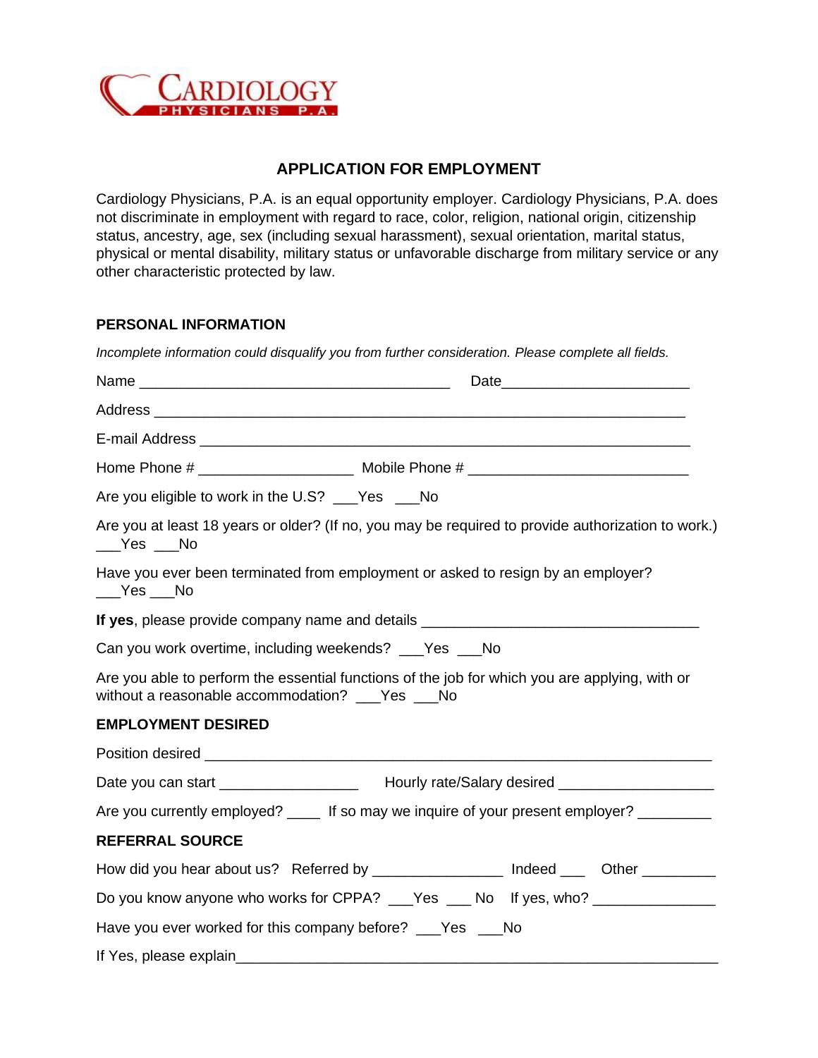CARDIOLOGY PHYSICIANS P.A.

# APPLICATION FOR EMPLOYMENT

Cardiology Physicians, P.A. is an equal opportunity employer. Cardiology Physicians, P.A. does not discriminate in employment with regard to race, color, religion, national origin, citizenship status, ancestry, age, sex (including sexual harassment), sexual orientation, marital status, physical or mental disability, military status or unfavorable discharge from military service or any other characteristic protected by law.

## PERSONAL INFORMATION

*Incomplete information could disqualify you from further consideration. Please complete all fields.*

Name ______________________________________ Date______________________

Address _________________________________________________________________

E-mail Address ____________________________________________________________

Home Phone # ___________________ Mobile Phone # ___________________________

Are you eligible to work in the U.S? ___Yes ___No

Are you at least 18 years or older? (If no, you may be required to provide authorization to work.) ___Yes ___No

Have you ever been terminated from employment or asked to resign by an employer? ___Yes ___No

**If yes**, please provide company name and details __________________________________

Can you work overtime, including weekends? ___Yes ___No

Are you able to perform the essential functions of the job for which you are applying, with or without a reasonable accommodation? ___Yes ___No

## EMPLOYMENT DESIRED

Position desired ______________________________________________________________

Date you can start _________________ Hourly rate/Salary desired __________________

Are you currently employed? ____ If so may we inquire of your present employer? _________

## REFERRAL SOURCE

How did you hear about us? Referred by ________________ Indeed ___ Other _________

Do you know anyone who works for CPPA? ___Yes ___ No If yes, who? _______________

Have you ever worked for this company before? ___Yes ___No

If Yes, please explain____________________________________________________________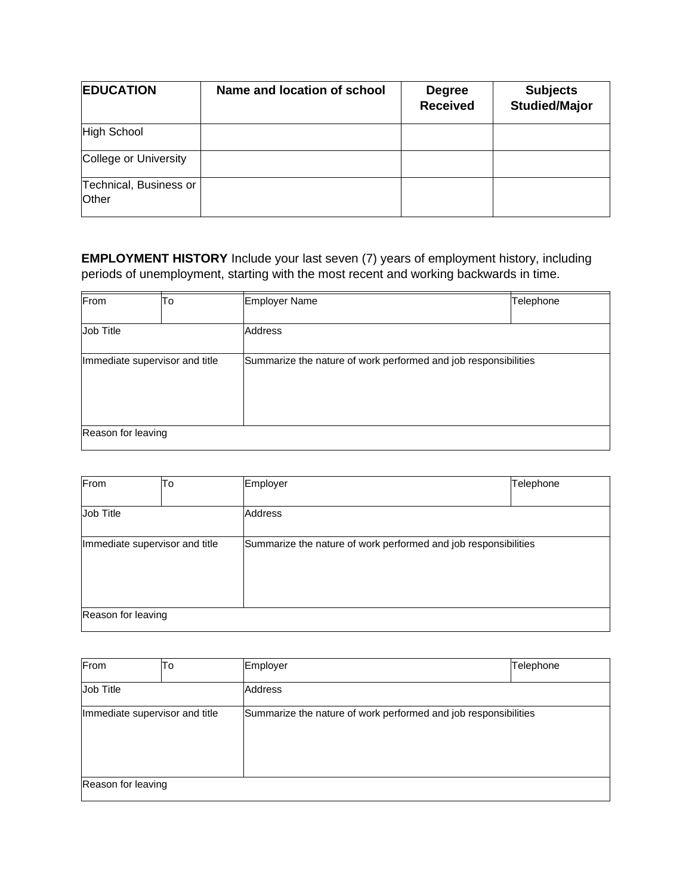| EDUCATION | Name and location of school | Degree Received | Subjects Studied/Major |
|---|---|---|---|
| High School | | | |
| College or University | | | |
| Technical, Business or Other | | | |

**EMPLOYMENT HISTORY** Include your last seven (7) years of employment history, including periods of unemployment, starting with the most recent and working backwards in time.

| From | To | Employer Name | Telephone |
|---|---|---|---|
| Job Title | | Address | |
| Immediate supervisor and title | | Summarize the nature of work performed and job responsibilities | |
| Reason for leaving | | | |

| From | To | Employer | Telephone |
|---|---|---|---|
| Job Title | | Address | |
| Immediate supervisor and title | | Summarize the nature of work performed and job responsibilities | |
| Reason for leaving | | | |

| From | To | Employer | Telephone |
|---|---|---|---|
| Job Title | | Address | |
| Immediate supervisor and title | | Summarize the nature of work performed and job responsibilities | |
| Reason for leaving | | | |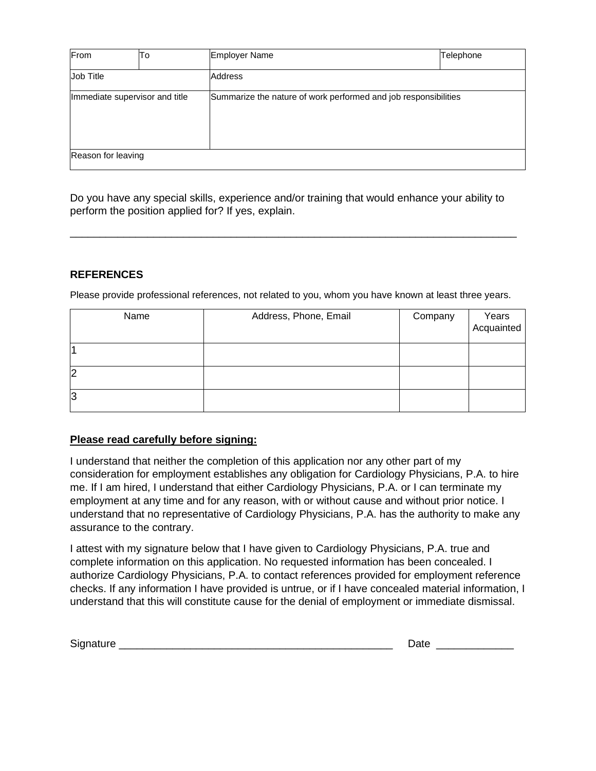| From | To | Employer Name | Telephone |
| --- | --- | --- | --- |
| Job Title | | Address | |
| Immediate supervisor and title | | Summarize the nature of work performed and job responsibilities | |
| Reason for leaving | | | |

Do you have any special skills, experience and/or training that would enhance your ability to perform the position applied for? If yes, explain.

_______________________________________________________________________________

**REFERENCES**

Please provide professional references, not related to you, whom you have known at least three years.

| Name | Address, Phone, Email | Company | Years Acquainted |
| --- | --- | --- | --- |
| 1 | | | |
| 2 | | | |
| 3 | | | |

**Please read carefully before signing:**

I understand that neither the completion of this application nor any other part of my consideration for employment establishes any obligation for Cardiology Physicians, P.A. to hire me. If I am hired, I understand that either Cardiology Physicians, P.A. or I can terminate my employment at any time and for any reason, with or without cause and without prior notice. I understand that no representative of Cardiology Physicians, P.A. has the authority to make any assurance to the contrary.

I attest with my signature below that I have given to Cardiology Physicians, P.A. true and complete information on this application. No requested information has been concealed. I authorize Cardiology Physicians, P.A. to contact references provided for employment reference checks. If any information I have provided is untrue, or if I have concealed material information, I understand that this will constitute cause for the denial of employment or immediate dismissal.

Signature _______________________________________________ Date _____________